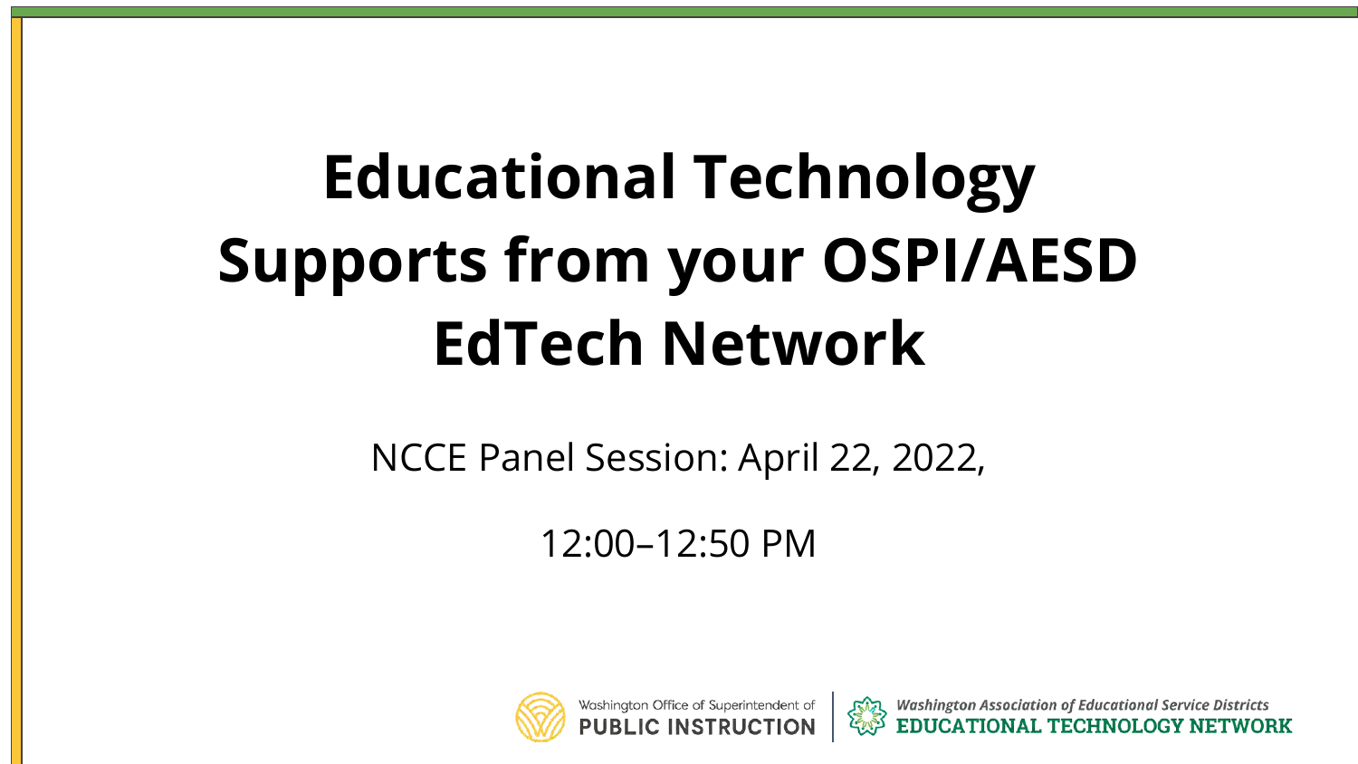# Educational Technology Supports from your OSPI/AESD EdTech Network

NCCE Panel Session: April 22, 2022,

12:00–12:50 PM

Washington Office of Superintendent of PUBLIC INSTRUCTION | *Washington Association of Educational Service Districts* EDUCATIONAL TECHNOLOGY NETWORK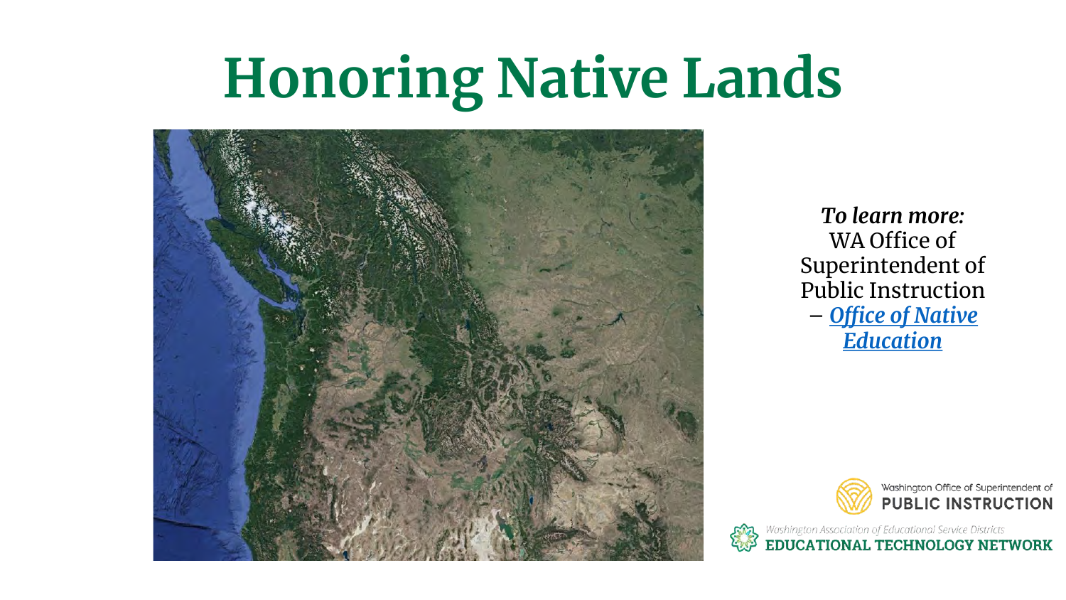# Honoring Native Lands

***To learn more:***
WA Office of Superintendent of Public Instruction – ***Office of Native Education***

Washington Office of Superintendent of
**PUBLIC INSTRUCTION**

*Washington Association of Educational Service Districts*
**EDUCATIONAL TECHNOLOGY NETWORK**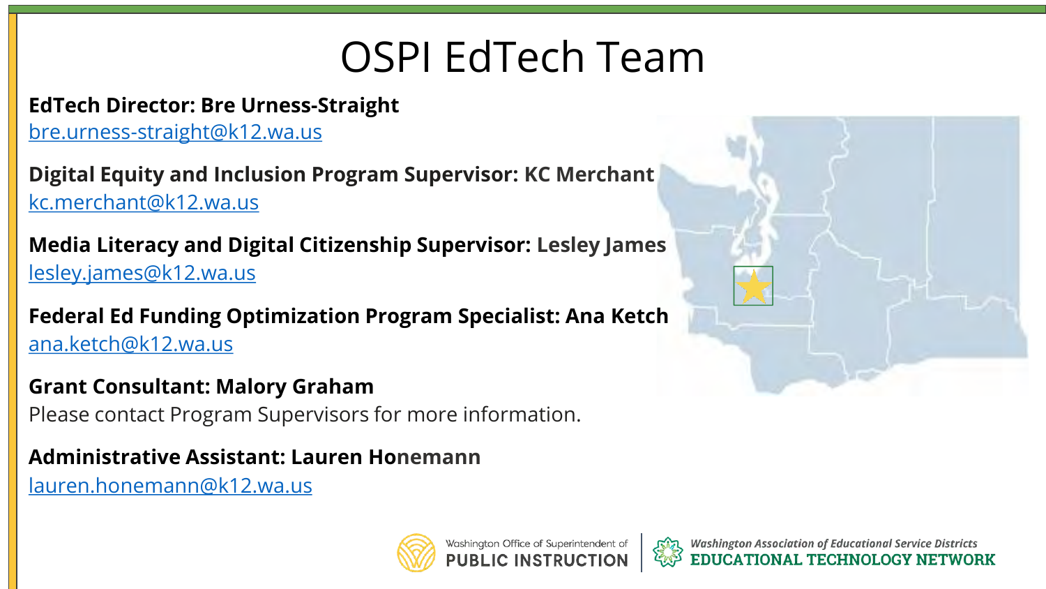# OSPI EdTech Team

**EdTech Director: Bre Urness-Straight**
bre.urness-straight@k12.wa.us

**Digital Equity and Inclusion Program Supervisor: KC Merchant**
kc.merchant@k12.wa.us

**Media Literacy and Digital Citizenship Supervisor:** Lesley James
lesley.james@k12.wa.us

**Federal Ed Funding Optimization Program Specialist: Ana Ketch**
ana.ketch@k12.wa.us

**Grant Consultant: Malory Graham**
Please contact Program Supervisors for more information.

**Administrative Assistant: Lauren Honemann**
lauren.honemann@k12.wa.us

Washington Office of Superintendent of PUBLIC INSTRUCTION | *Washington Association of Educational Service Districts* EDUCATIONAL TECHNOLOGY NETWORK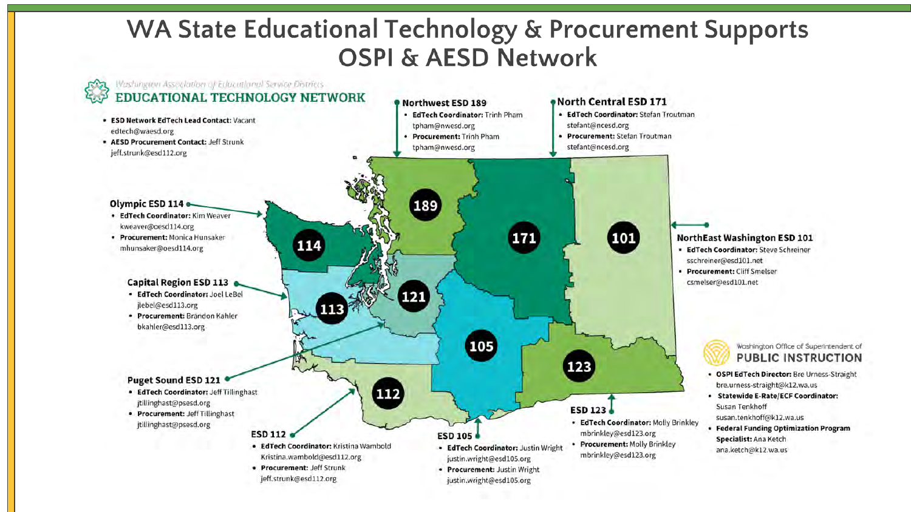# WA State Educational Technology & Procurement Supports OSPI & AESD Network

*Washington Association of Educational Service Districts*

## EDUCATIONAL TECHNOLOGY NETWORK

- **ESD Network EdTech Lead Contact:** Vacant
  edtech@waesd.org
- **AESD Procurement Contact:** Jeff Strunk
  jeff.strunk@esd112.org

### Northwest ESD 189

- **EdTech Coordinator:** Trinh Pham
  tpham@nwesd.org
- **Procurement:** Trinh Pham
  tpham@nwesd.org

### North Central ESD 171

- **EdTech Coordinator:** Stefan Troutman
  stefant@ncesd.org
- **Procurement:** Stefan Troutman
  stefant@ncesd.org

### Olympic ESD 114

- **EdTech Coordinator:** Kim Weaver
  kweaver@oesd114.org
- **Procurement:** Monica Hunsaker
  mhunsaker@oesd114.org

### NorthEast Washington ESD 101

- **EdTech Coordinator:** Steve Schreiner
  sschreiner@esd101.net
- **Procurement:** Cliff Smelser
  csmelser@esd101.net

### Capital Region ESD 113

- **EdTech Coordinator:** Joel LeBel
  jlebel@esd113.org
- **Procurement:** Brandon Kahler
  bkahler@esd113.org

### Puget Sound ESD 121

- **EdTech Coordinator:** Jeff Tillinghast
  jtillinghast@psesd.org
- **Procurement:** Jeff Tillinghast
  jtillinghast@psesd.org

### ESD 112

- **EdTech Coordinator:** Kristina Wambold
  Kristina.wambold@esd112.org
- **Procurement:** Jeff Strunk
  jeff.strunk@esd112.org

### ESD 105

- **EdTech Coordinator:** Justin Wright
  justin.wright@esd105.org
- **Procurement:** Justin Wright
  justin.wright@esd105.org

### ESD 123

- **EdTech Coordinator:** Molly Brinkley
  mbrinkley@esd123.org
- **Procurement:** Molly Brinkley
  mbrinkley@esd123.org

### Washington Office of Superintendent of PUBLIC INSTRUCTION

- **OSPI EdTech Director:** Bre Urness-Straight
  bre.urness-straight@k12.wa.us
- **Statewide E-Rate/ECF Coordinator:** Susan Tenkhoff
  susan.tenkhoff@k12.wa.us
- **Federal Funding Optimization Program Specialist:** Ana Ketch
  ana.ketch@k12.wa.us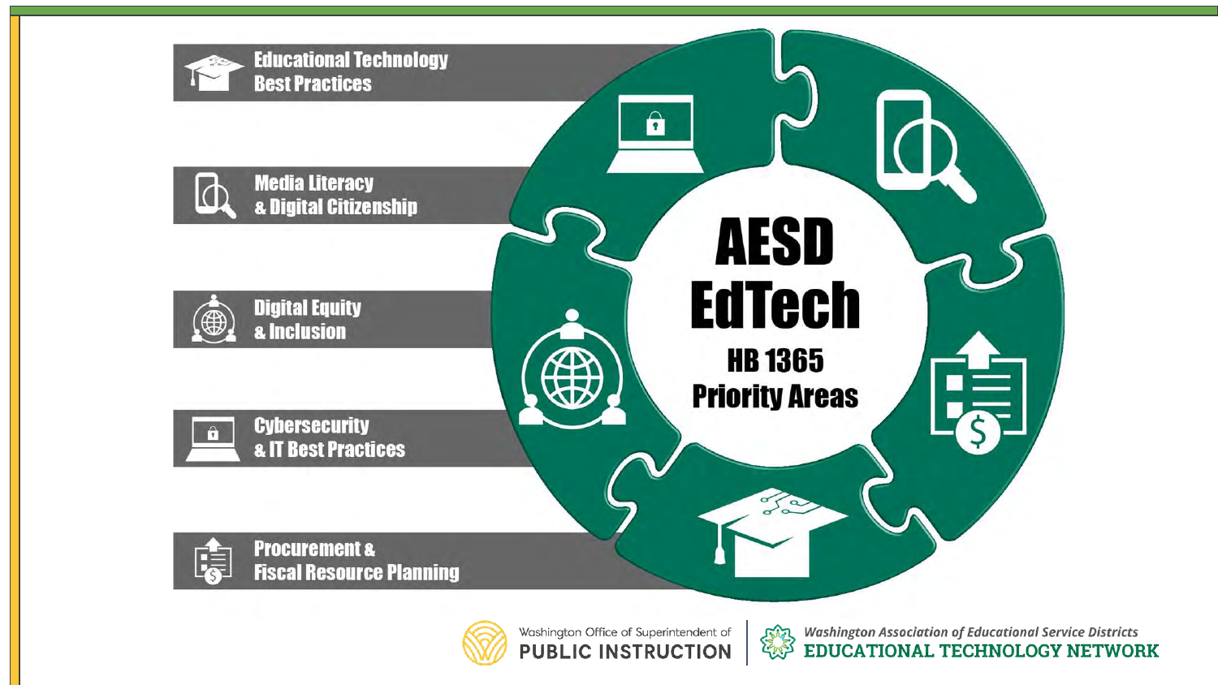# AESD EdTech

## HB 1365 Priority Areas

- Educational Technology Best Practices
- Media Literacy & Digital Citizenship
- Digital Equity & Inclusion
- Cybersecurity & IT Best Practices
- Procurement & Fiscal Resource Planning

Washington Office of Superintendent of PUBLIC INSTRUCTION

*Washington Association of Educational Service Districts* EDUCATIONAL TECHNOLOGY NETWORK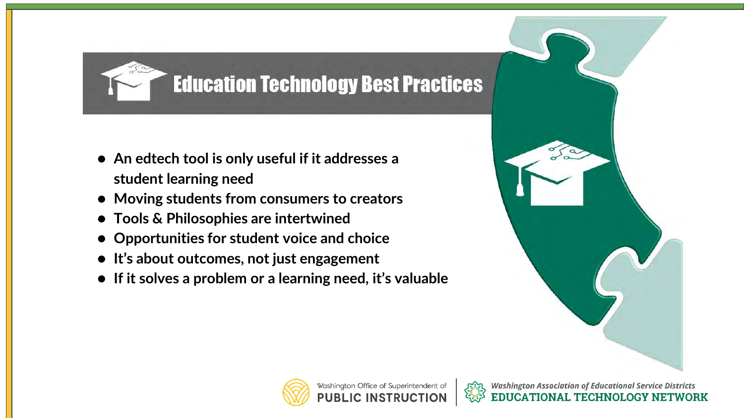# Education Technology Best Practices

- An edtech tool is only useful if it addresses a student learning need
- Moving students from consumers to creators
- Tools & Philosophies are intertwined
- Opportunities for student voice and choice
- It's about outcomes, not just engagement
- If it solves a problem or a learning need, it's valuable

Washington Office of Superintendent of PUBLIC INSTRUCTION | *Washington Association of Educational Service Districts* EDUCATIONAL TECHNOLOGY NETWORK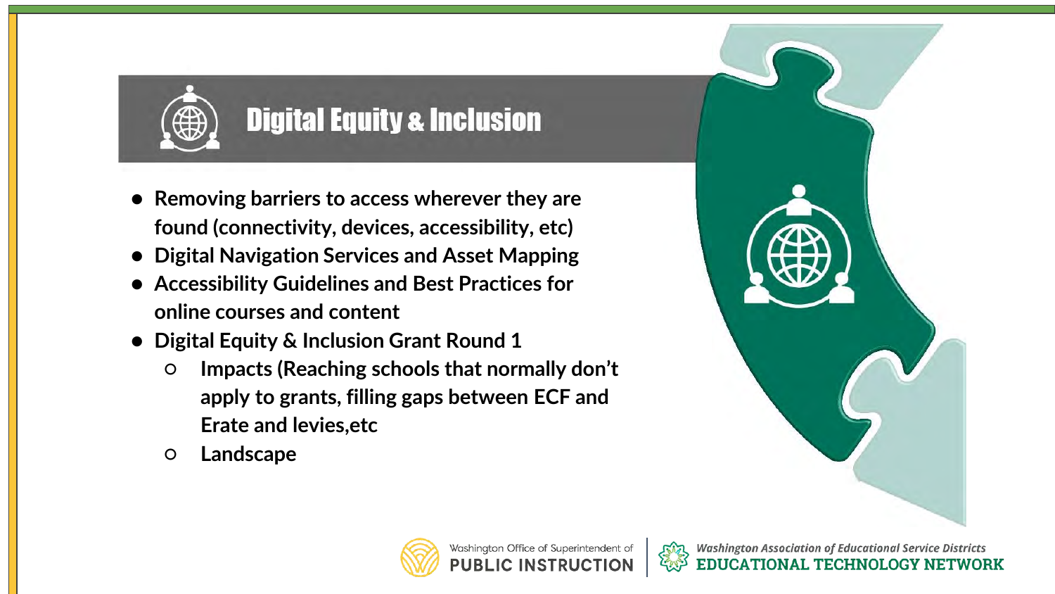## Digital Equity & Inclusion

- Removing barriers to access wherever they are found (connectivity, devices, accessibility, etc)
- Digital Navigation Services and Asset Mapping
- Accessibility Guidelines and Best Practices for online courses and content
- Digital Equity & Inclusion Grant Round 1
  - Impacts (Reaching schools that normally don't apply to grants, filling gaps between ECF and Erate and levies,etc
  - Landscape

Washington Office of Superintendent of PUBLIC INSTRUCTION | *Washington Association of Educational Service Districts* EDUCATIONAL TECHNOLOGY NETWORK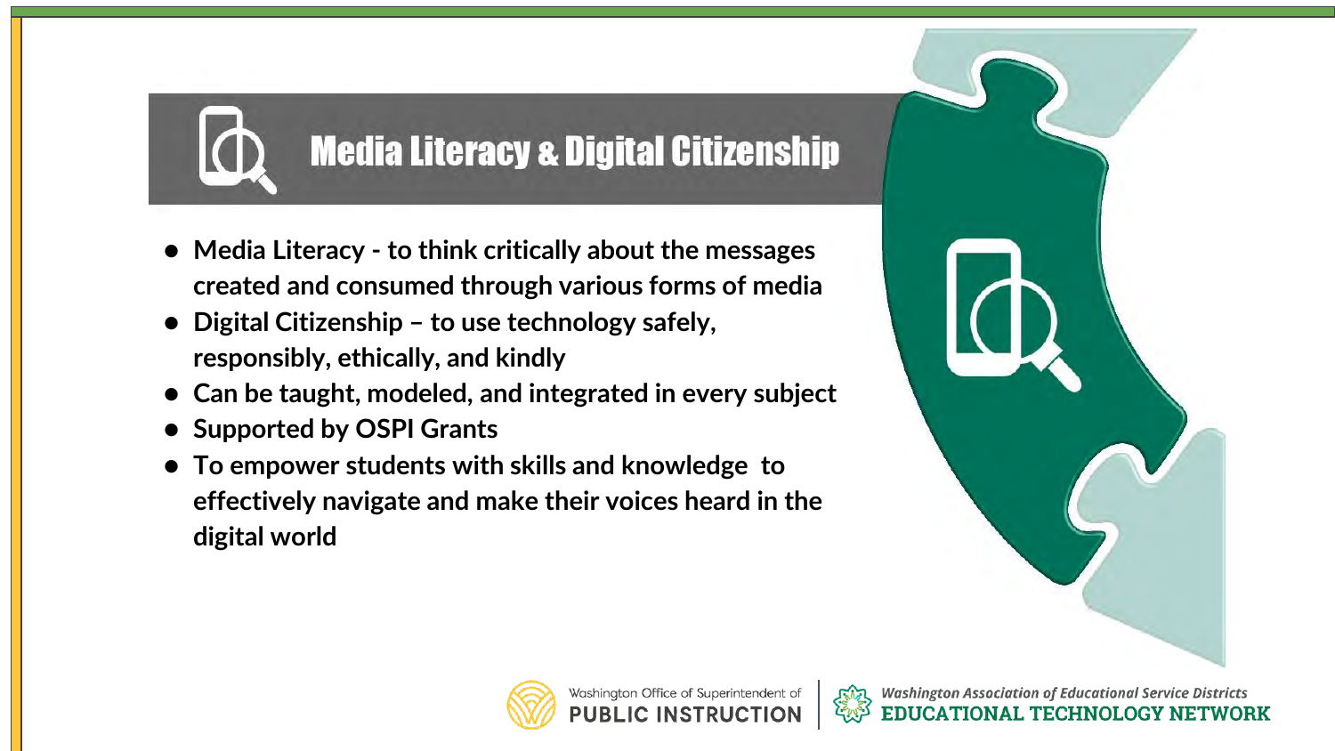# Media Literacy & Digital Citizenship

- **Media Literacy - to think critically about the messages created and consumed through various forms of media**
- **Digital Citizenship – to use technology safely, responsibly, ethically, and kindly**
- **Can be taught, modeled, and integrated in every subject**
- **Supported by OSPI Grants**
- **To empower students with skills and knowledge to effectively navigate and make their voices heard in the digital world**

Washington Office of Superintendent of PUBLIC INSTRUCTION | *Washington Association of Educational Service Districts* EDUCATIONAL TECHNOLOGY NETWORK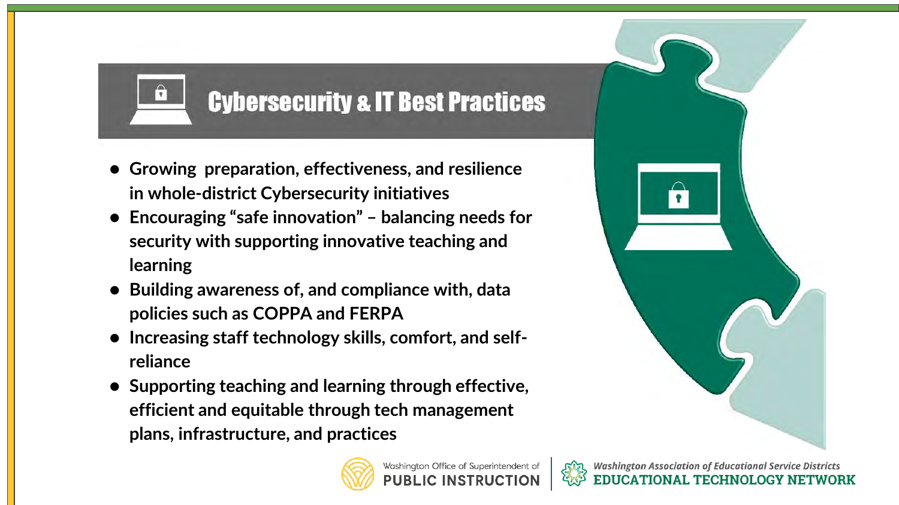## Cybersecurity & IT Best Practices

- **Growing preparation, effectiveness, and resilience in whole-district Cybersecurity initiatives**
- **Encouraging "safe innovation" – balancing needs for security with supporting innovative teaching and learning**
- **Building awareness of, and compliance with, data policies such as COPPA and FERPA**
- **Increasing staff technology skills, comfort, and self-reliance**
- **Supporting teaching and learning through effective, efficient and equitable through tech management plans, infrastructure, and practices**

Washington Office of Superintendent of PUBLIC INSTRUCTION | *Washington Association of Educational Service Districts* EDUCATIONAL TECHNOLOGY NETWORK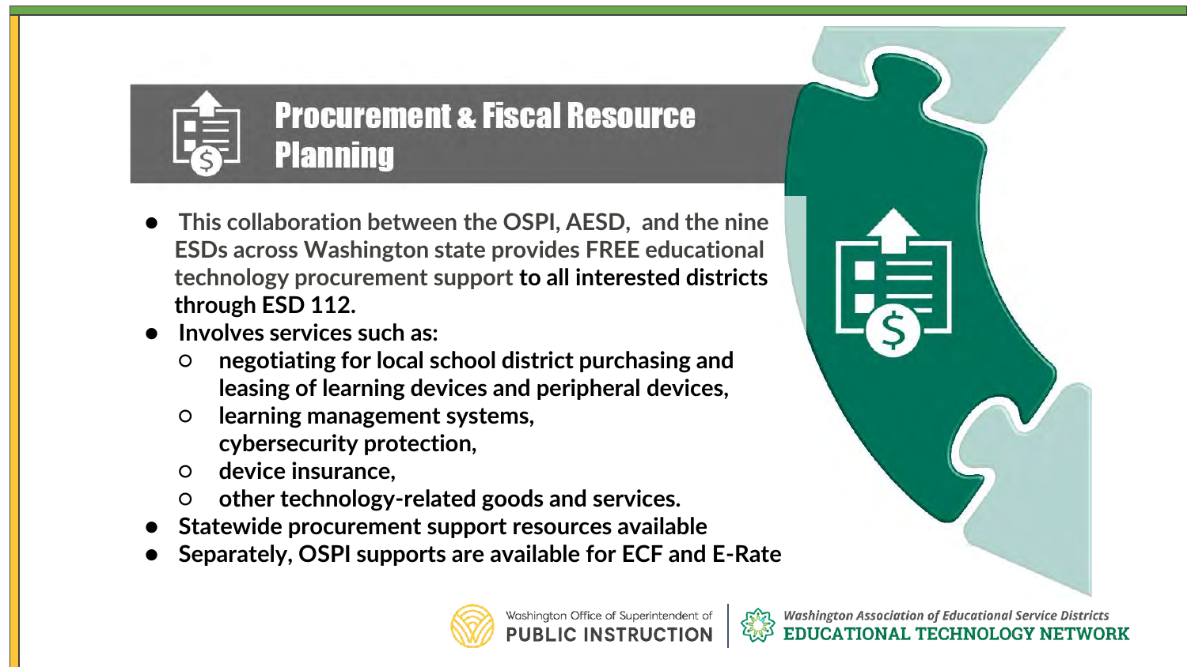# Procurement & Fiscal Resource Planning

- This collaboration between the OSPI, AESD, and the nine ESDs across Washington state provides FREE educational technology procurement support **to all interested districts through ESD 112.**
- **Involves services such as:**
  - **negotiating for local school district purchasing and leasing of learning devices and peripheral devices,**
  - **learning management systems, cybersecurity protection,**
  - **device insurance,**
  - **other technology-related goods and services.**
- **Statewide procurement support resources available**
- **Separately, OSPI supports are available for ECF and E-Rate**

Washington Office of Superintendent of PUBLIC INSTRUCTION | *Washington Association of Educational Service Districts* **EDUCATIONAL TECHNOLOGY NETWORK**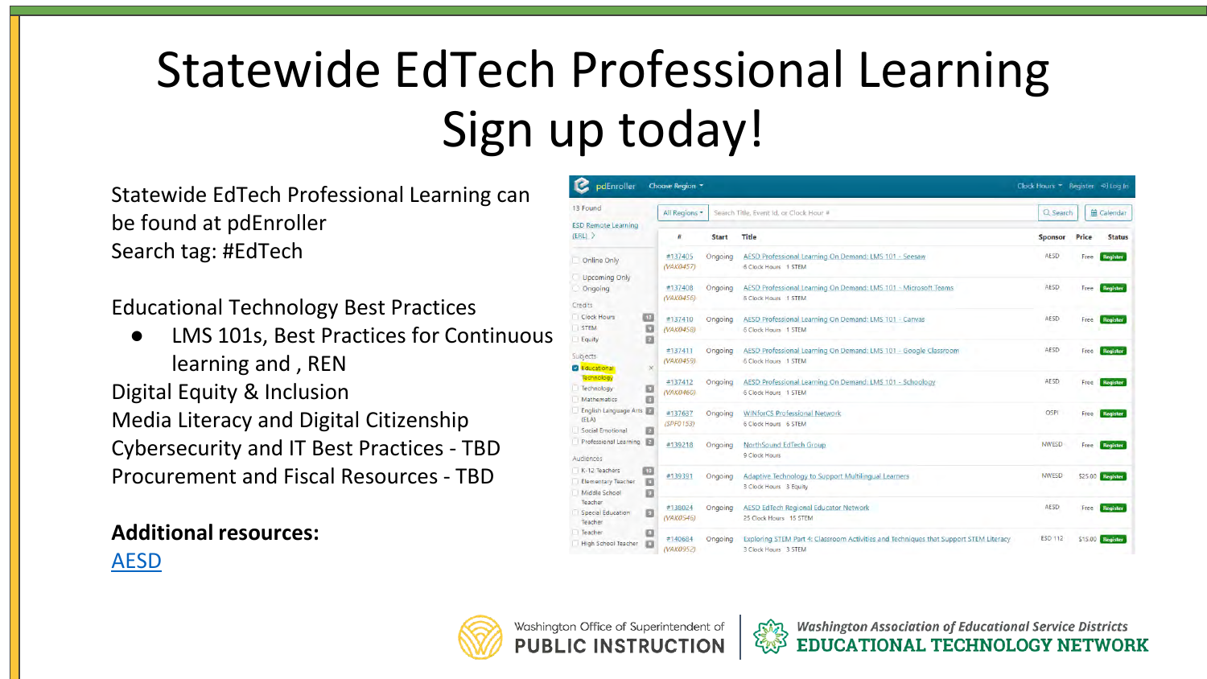# Statewide EdTech Professional Learning Sign up today!

Statewide EdTech Professional Learning can be found at pdEnroller
Search tag: #EdTech

Educational Technology Best Practices

- LMS 101s, Best Practices for Continuous learning and , REN

Digital Equity & Inclusion
Media Literacy and Digital Citizenship
Cybersecurity and IT Best Practices - TBD
Procurement and Fiscal Resources - TBD

**Additional resources:**
AESD

| # | Start | Title | Sponsor | Price | Status |
|---|---|---|---|---|---|
| #137405 (VAK0457) | Ongoing | AESD Professional Learning On Demand: LMS 101 - Seesaw 6 Clock Hours 1 STEM | AESD | Free | Register |
| #137408 (VAK0456) | Ongoing | AESD Professional Learning On Demand: LMS 101 - Microsoft Teams 6 Clock Hours 1 STEM | AESD | Free | Register |
| #137410 (VAK0458) | Ongoing | AESD Professional Learning On Demand: LMS 101 - Canvas 6 Clock Hours 1 STEM | AESD | Free | Register |
| #137411 (VAK0459) | Ongoing | AESD Professional Learning On Demand: LMS 101 - Google Classroom 6 Clock Hours 1 STEM | AESD | Free | Register |
| #137412 (VAK0460) | Ongoing | AESD Professional Learning On Demand: LMS 101 - Schoology 6 Clock Hours 1 STEM | AESD | Free | Register |
| #137637 (SPF0153) | Ongoing | WINforCS Professional Network 6 Clock Hours 6 STEM | OSPI | Free | Register |
| #139218 | Ongoing | NorthSound EdTech Group 9 Clock Hours | NWESD | Free | Register |
| #139391 | Ongoing | Adaptive Technology to Support Multilingual Learners 3 Clock Hours 3 Equity | NWESD | $25.00 | Register |
| #138024 (VAK0546) | Ongoing | AESD EdTech Regional Educator Network 25 Clock Hours 15 STEM | AESD | Free | Register |
| #140684 (VAK0952) | Ongoing | Exploring STEM Part 4: Classroom Activities and Techniques that Support STEM Literacy 3 Clock Hours 3 STEM | ESD 112 | $15.00 | Register |

Washington Office of Superintendent of PUBLIC INSTRUCTION

*Washington Association of Educational Service Districts* **EDUCATIONAL TECHNOLOGY NETWORK**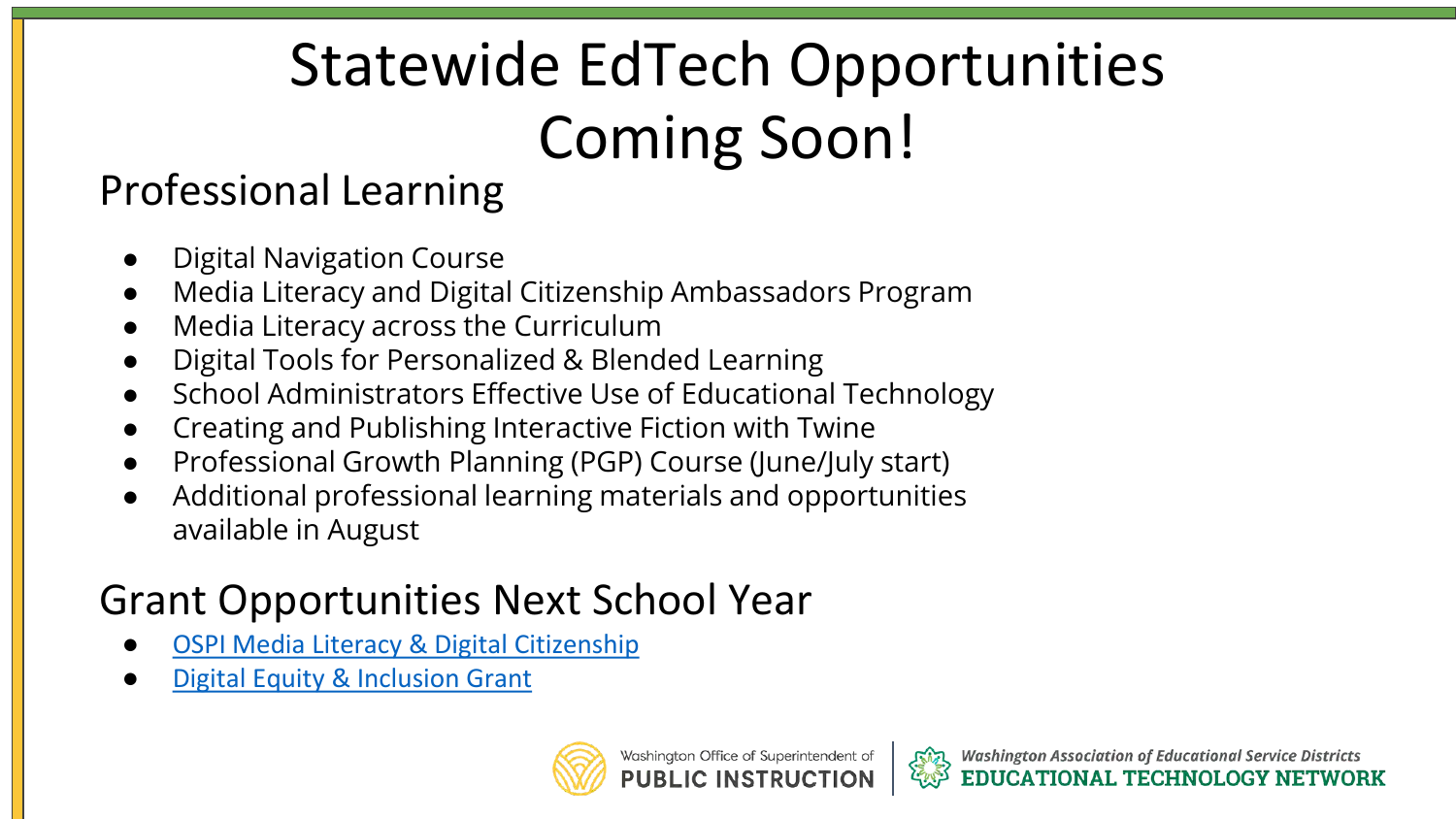# Statewide EdTech Opportunities Coming Soon!

## Professional Learning

- Digital Navigation Course
- Media Literacy and Digital Citizenship Ambassadors Program
- Media Literacy across the Curriculum
- Digital Tools for Personalized & Blended Learning
- School Administrators Effective Use of Educational Technology
- Creating and Publishing Interactive Fiction with Twine
- Professional Growth Planning (PGP) Course (June/July start)
- Additional professional learning materials and opportunities available in August

## Grant Opportunities Next School Year

- OSPI Media Literacy & Digital Citizenship
- Digital Equity & Inclusion Grant

Washington Office of Superintendent of PUBLIC INSTRUCTION | Washington Association of Educational Service Districts EDUCATIONAL TECHNOLOGY NETWORK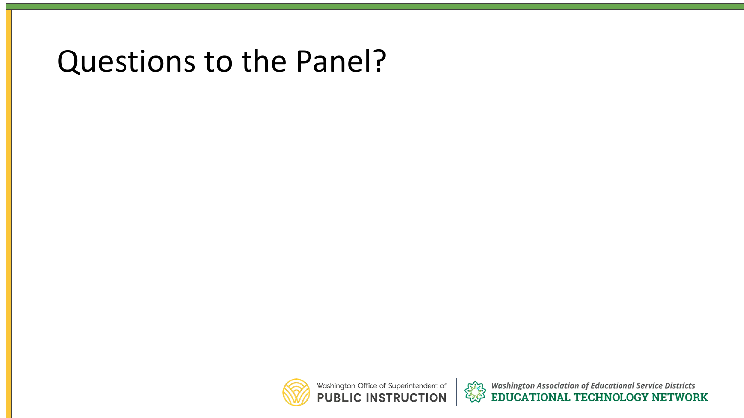# Questions to the Panel?